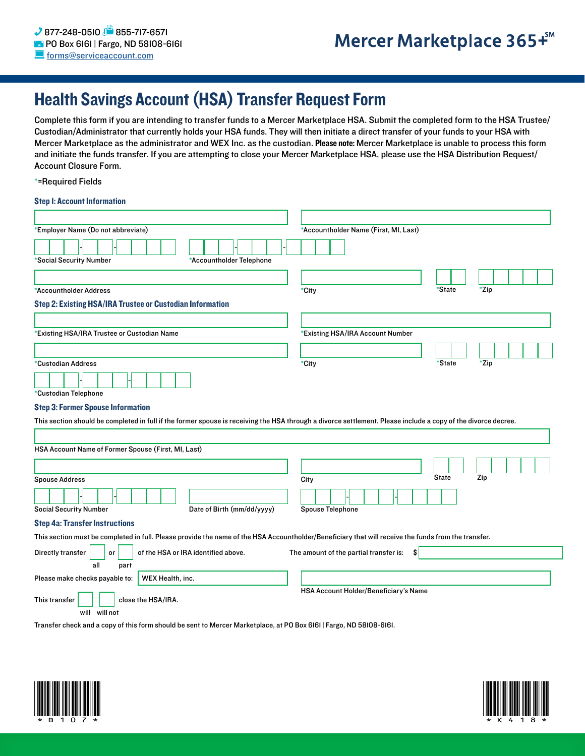877-248-0510 855-717-6571
PO Box 6161 | Fargo, ND 58108-6161
forms@serviceaccount.com

Mercer Marketplace 365+SM

# Health Savings Account (HSA) Transfer Request Form

Complete this form if you are intending to transfer funds to a Mercer Marketplace HSA. Submit the completed form to the HSA Trustee/ Custodian/Administrator that currently holds your HSA funds. They will then initiate a direct transfer of your funds to your HSA with Mercer Marketplace as the administrator and WEX Inc. as the custodian. **Please note:** Mercer Marketplace is unable to process this form and initiate the funds transfer. If you are attempting to close your Mercer Marketplace HSA, please use the HSA Distribution Request/ Account Closure Form.

*=Required Fields

### Step 1: Account Information

*Employer Name (Do not abbreviate)

*Accountholder Name (First, MI, Last)

*Social Security Number ___-__-____

*Accountholder Telephone ___-___-____

*Accountholder Address

*City

*State

*Zip

### Step 2: Existing HSA/IRA Trustee or Custodian Information

*Existing HSA/IRA Trustee or Custodian Name

*Existing HSA/IRA Account Number

*Custodian Address

*City

*State

*Zip

*Custodian Telephone ___-___-____

### Step 3: Former Spouse Information

This section should be completed in full if the former spouse is receiving the HSA through a divorce settlement. Please include a copy of the divorce decree.

HSA Account Name of Former Spouse (First, MI, Last)

Spouse Address

City

State

Zip

Social Security Number ___-__-____

Date of Birth (mm/dd/yyyy)

Spouse Telephone ___-___-____

### Step 4a: Transfer Instructions

This section must be completed in full. Please provide the name of the HSA Accountholder/Beneficiary that will receive the funds from the transfer.

Directly transfer ☐ all or ☐ part of the HSA or IRA identified above.

The amount of the partial transfer is: $

Please make checks payable to: WEX Health, inc.

HSA Account Holder/Beneficiary's Name

This transfer ☐ will ☐ will not close the HSA/IRA.

Transfer check and a copy of this form should be sent to Mercer Marketplace, at PO Box 6161 | Fargo, ND 58108-6161.

\* B 1 0 7 \*

\* K 4 1 8 \*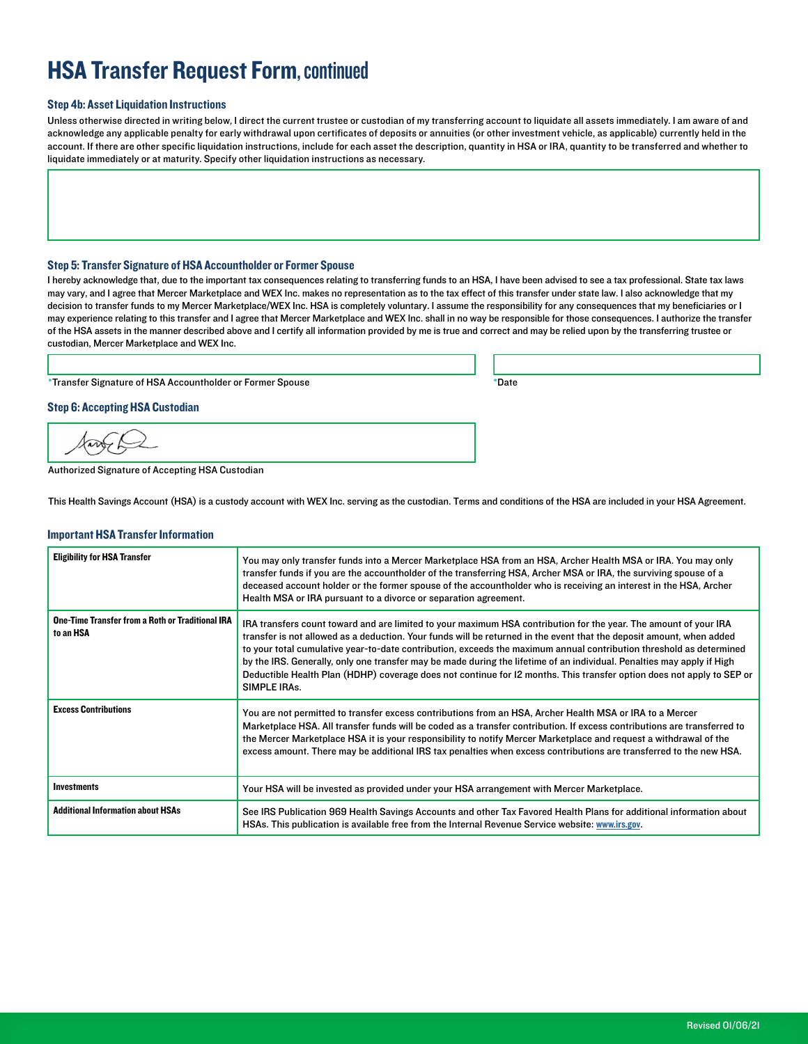# HSA Transfer Request Form, continued

### Step 4b: Asset Liquidation Instructions

Unless otherwise directed in writing below, I direct the current trustee or custodian of my transferring account to liquidate all assets immediately. I am aware of and acknowledge any applicable penalty for early withdrawal upon certificates of deposits or annuities (or other investment vehicle, as applicable) currently held in the account. If there are other specific liquidation instructions, include for each asset the description, quantity in HSA or IRA, quantity to be transferred and whether to liquidate immediately or at maturity. Specify other liquidation instructions as necessary.

### Step 5: Transfer Signature of HSA Accountholder or Former Spouse

I hereby acknowledge that, due to the important tax consequences relating to transferring funds to an HSA, I have been advised to see a tax professional. State tax laws may vary, and I agree that Mercer Marketplace and WEX Inc. makes no representation as to the tax effect of this transfer under state law. I also acknowledge that my decision to transfer funds to my Mercer Marketplace/WEX Inc. HSA is completely voluntary. I assume the responsibility for any consequences that my beneficiaries or I may experience relating to this transfer and I agree that Mercer Marketplace and WEX Inc. shall in no way be responsible for those consequences. I authorize the transfer of the HSA assets in the manner described above and I certify all information provided by me is true and correct and may be relied upon by the transferring trustee or custodian, Mercer Marketplace and WEX Inc.

*Transfer Signature of HSA Accountholder or Former Spouse

*Date

### Step 6: Accepting HSA Custodian

Authorized Signature of Accepting HSA Custodian

This Health Savings Account (HSA) is a custody account with WEX Inc. serving as the custodian. Terms and conditions of the HSA are included in your HSA Agreement.

### Important HSA Transfer Information

| | |
|---|---|
| **Eligibility for HSA Transfer** | You may only transfer funds into a Mercer Marketplace HSA from an HSA, Archer Health MSA or IRA. You may only transfer funds if you are the accountholder of the transferring HSA, Archer MSA or IRA, the surviving spouse of a deceased account holder or the former spouse of the accountholder who is receiving an interest in the HSA, Archer Health MSA or IRA pursuant to a divorce or separation agreement. |
| **One-Time Transfer from a Roth or Traditional IRA to an HSA** | IRA transfers count toward and are limited to your maximum HSA contribution for the year. The amount of your IRA transfer is not allowed as a deduction. Your funds will be returned in the event that the deposit amount, when added to your total cumulative year-to-date contribution, exceeds the maximum annual contribution threshold as determined by the IRS. Generally, only one transfer may be made during the lifetime of an individual. Penalties may apply if High Deductible Health Plan (HDHP) coverage does not continue for 12 months. This transfer option does not apply to SEP or SIMPLE IRAs. |
| **Excess Contributions** | You are not permitted to transfer excess contributions from an HSA, Archer Health MSA or IRA to a Mercer Marketplace HSA. All transfer funds will be coded as a transfer contribution. If excess contributions are transferred to the Mercer Marketplace HSA it is your responsibility to notify Mercer Marketplace and request a withdrawal of the excess amount. There may be additional IRS tax penalties when excess contributions are transferred to the new HSA. |
| **Investments** | Your HSA will be invested as provided under your HSA arrangement with Mercer Marketplace. |
| **Additional Information about HSAs** | See IRS Publication 969 Health Savings Accounts and other Tax Favored Health Plans for additional information about HSAs. This publication is available free from the Internal Revenue Service website: www.irs.gov. |

Revised 01/06/21